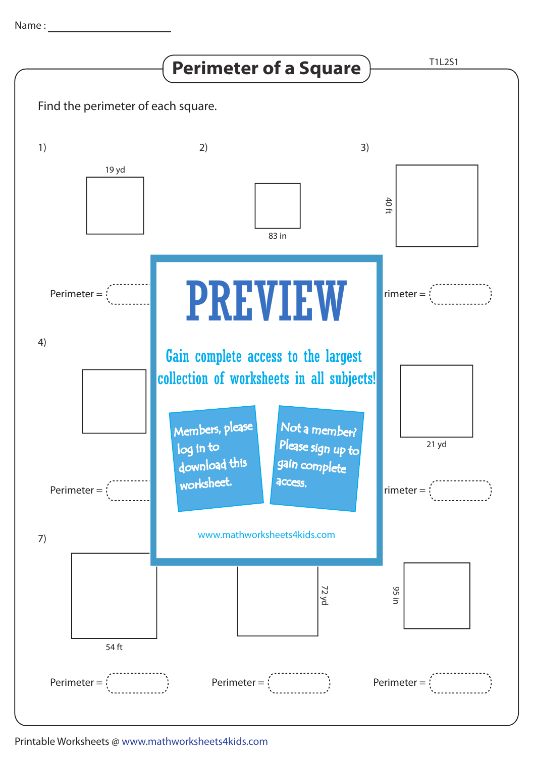Name : ____________________

# Perimeter of a Square

T1L2S1

Find the perimeter of each square.

1) 19 yd

Perimeter = 

2) 83 in

3) 40 ft

rimeter = 

4)

Perimeter = 

21 yd

rimeter = 

PREVIEW

Gain complete access to the largest collection of worksheets in all subjects!

Members, please log in to download this worksheet.

Not a member? Please sign up to gain complete access.

www.mathworksheets4kids.com

7) 54 ft

Perimeter = 

72 yd

Perimeter = 

95 in

Perimeter = 

Printable Worksheets @ www.mathworksheets4kids.com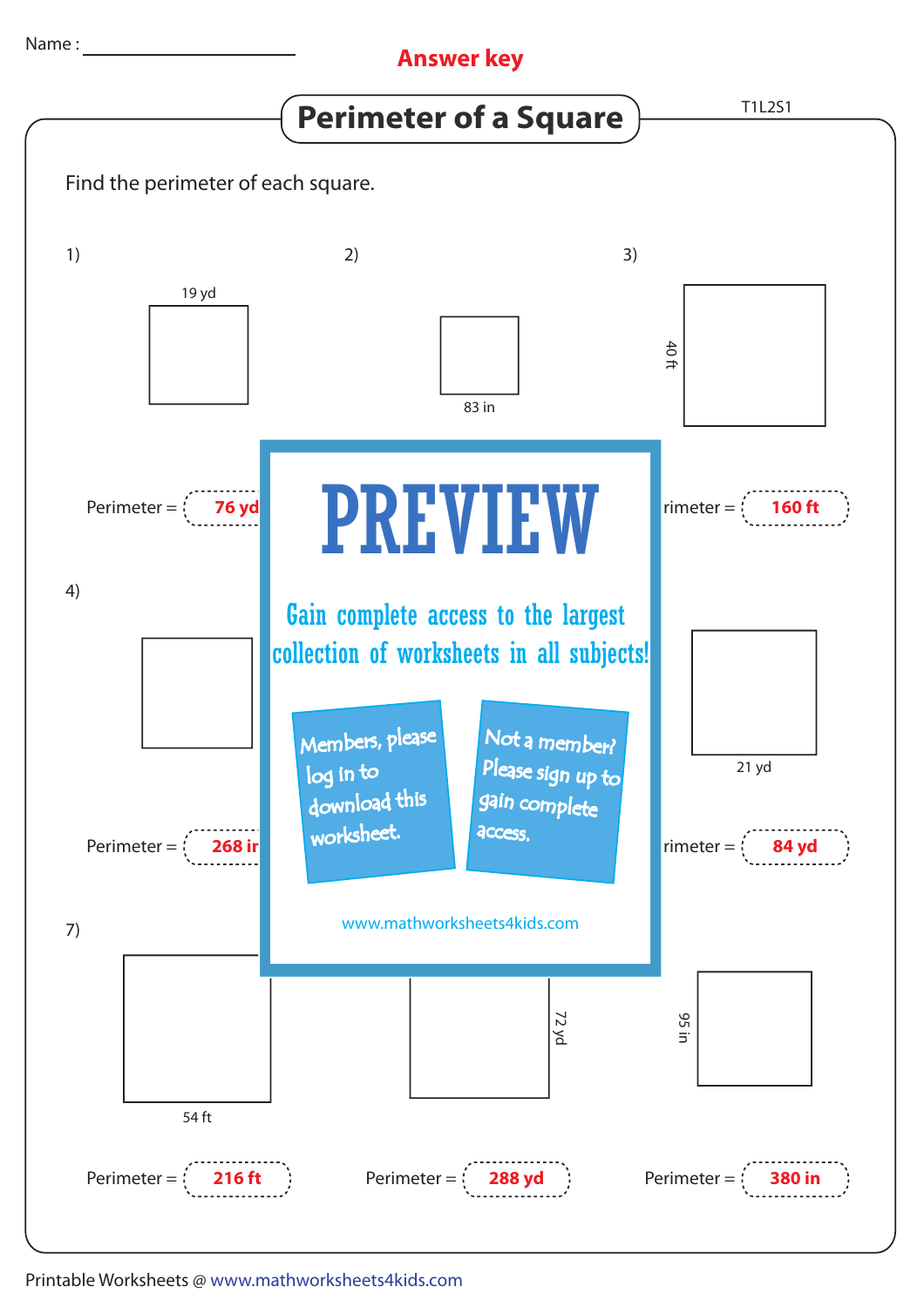Name : ____________________

**Answer key**

# Perimeter of a Square

T1L2S1

Find the perimeter of each square.

1) 19 yd

Perimeter = **76 yd**

2) 83 in

3) 40 ft

Perimeter = **160 ft**

4)

Perimeter = **268 in**

21 yd

Perimeter = **84 yd**

7) 54 ft

Perimeter = **216 ft**

72 yd

Perimeter = **288 yd**

95 in

Perimeter = **380 in**

PREVIEW

Gain complete access to the largest collection of worksheets in all subjects!

Members, please log in to download this worksheet.

Not a member? Please sign up to gain complete access.

www.mathworksheets4kids.com

Printable Worksheets @ www.mathworksheets4kids.com